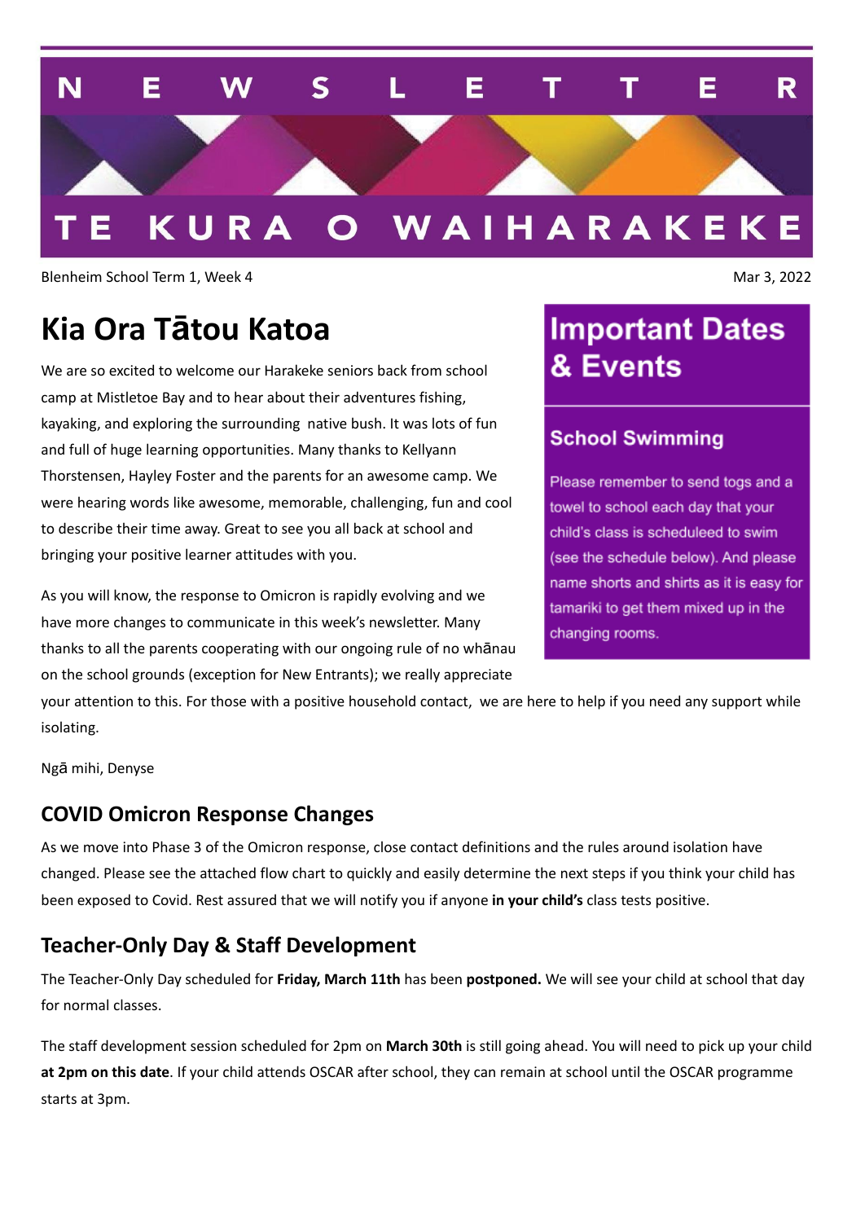# NEWSLETTER

## TE KURA O WAIHARAKEKE

Blenheim School Term 1, Week 4

Mar 3, 2022

## Kia Ora Tātou Katoa

We are so excited to welcome our Harakeke seniors back from school camp at Mistletoe Bay and to hear about their adventures fishing, kayaking, and exploring the surrounding native bush. It was lots of fun and full of huge learning opportunities. Many thanks to Kellyann Thorstensen, Hayley Foster and the parents for an awesome camp. We were hearing words like awesome, memorable, challenging, fun and cool to describe their time away. Great to see you all back at school and bringing your positive learner attitudes with you.

As you will know, the response to Omicron is rapidly evolving and we have more changes to communicate in this week's newsletter. Many thanks to all the parents cooperating with our ongoing rule of no whānau on the school grounds (exception for New Entrants); we really appreciate your attention to this. For those with a positive household contact, we are here to help if you need any support while isolating.

Ngā mihi, Denyse

## Important Dates & Events

### School Swimming

Please remember to send togs and a towel to school each day that your child's class is scheduleed to swim (see the schedule below). And please name shorts and shirts as it is easy for tamariki to get them mixed up in the changing rooms.

## COVID Omicron Response Changes

As we move into Phase 3 of the Omicron response, close contact definitions and the rules around isolation have changed. Please see the attached flow chart to quickly and easily determine the next steps if you think your child has been exposed to Covid. Rest assured that we will notify you if anyone **in your child's** class tests positive.

## Teacher-Only Day & Staff Development

The Teacher-Only Day scheduled for **Friday, March 11th** has been **postponed.** We will see your child at school that day for normal classes.

The staff development session scheduled for 2pm on **March 30th** is still going ahead. You will need to pick up your child **at 2pm on this date**. If your child attends OSCAR after school, they can remain at school until the OSCAR programme starts at 3pm.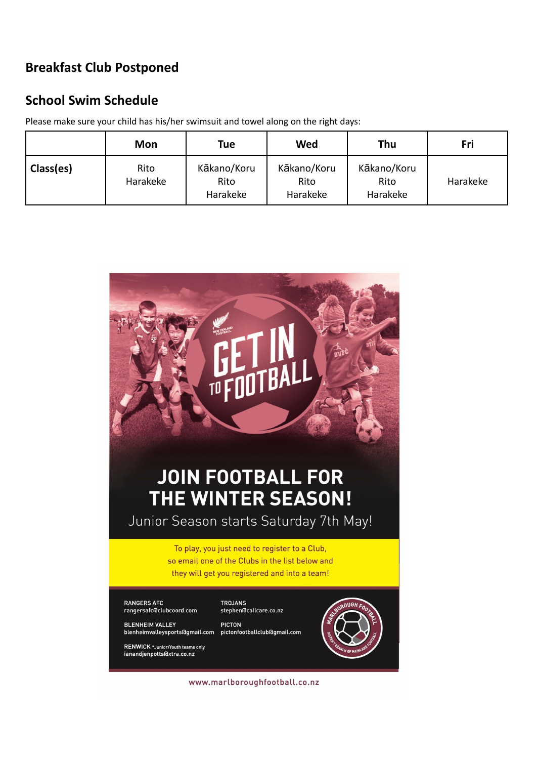## Breakfast Club Postponed

## School Swim Schedule

Please make sure your child has his/her swimsuit and towel along on the right days:

| | Mon | Tue | Wed | Thu | Fri |
|---|---|---|---|---|---|
| **Class(es)** | Rito<br>Harakeke | Kākano/Koru<br>Rito<br>Harakeke | Kākano/Koru<br>Rito<br>Harakeke | Kākano/Koru<br>Rito<br>Harakeke | Harakeke |

GET IN TO FOOTBALL

JOIN FOOTBALL FOR THE WINTER SEASON!

Junior Season starts Saturday 7th May!

To play, you just need to register to a Club, so email one of the Clubs in the list below and they will get you registered and into a team!

RANGERS AFC
rangersafc@clubcoord.com

TROJANS
stephen@callcare.co.nz

BLENHEIM VALLEY
blenheimvalleysports@gmail.com

PICTON
pictonfootballclub@gmail.com

RENWICK *Junior/Youth teams only
ianandjenpotts@xtra.co.nz

www.marlboroughfootball.co.nz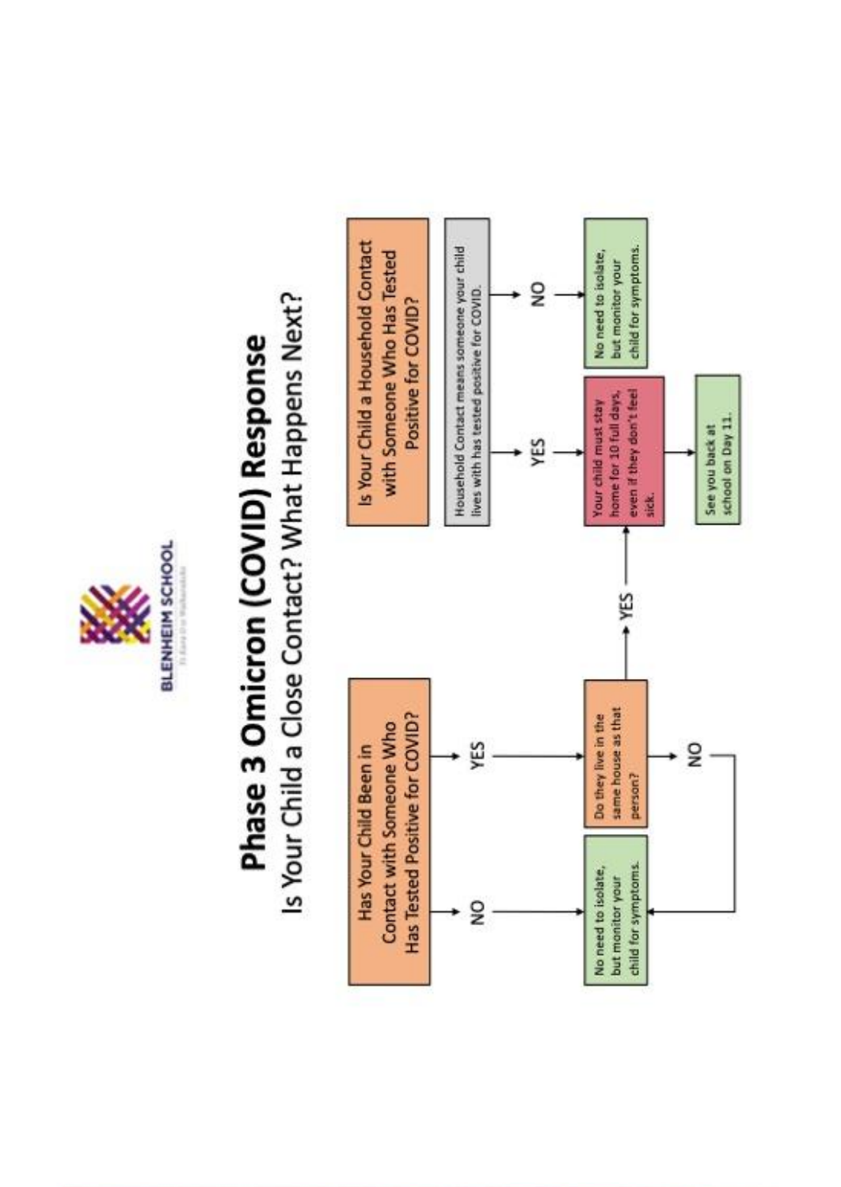BLENHEIM SCHOOL

# Phase 3 Omicron (COVID) Response

## Is Your Child a Close Contact? What Happens Next?

**Has Your Child Been in Contact with Someone Who Has Tested Positive for COVID?**

- NO → No need to isolate, but monitor your child for symptoms.
- YES → Do they live in the same house as that person?
  - NO → No need to isolate, but monitor your child for symptoms.
  - YES → Your child must stay home for 10 full days, even if they don't feel sick. → See you back at school on Day 11.

**Is Your Child a Household Contact with Someone Who Has Tested Positive for COVID?**

Household Contact means someone your child lives with has tested positive for COVID.

- YES → Your child must stay home for 10 full days, even if they don't feel sick. → See you back at school on Day 11.
- NO → No need to isolate, but monitor your child for symptoms.